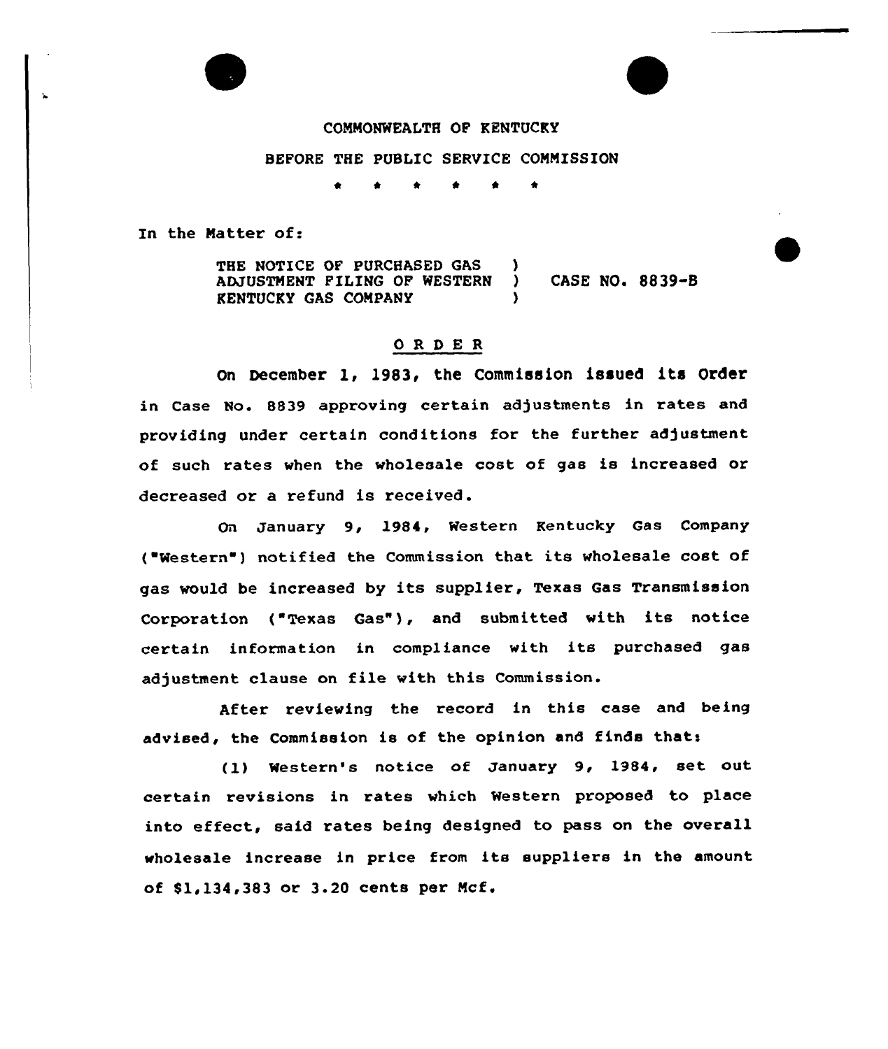COMMONWEALTH OF KENTUCKY

BEFORE THE PUBLIC SERVICE COMMISSION

\* \* \* \* \* \*

In the Matter of:

| | | |
|---|---|---|
| THE NOTICE OF PURCHASED GAS ADJUSTMENT FILING OF WESTERN KENTUCKY GAS COMPANY | ) | CASE NO. 8839-B |

## O R D E R

On December 1, 1983, the Commission issued its Order in Case No. 8839 approving certain adjustments in rates and providing under certain conditions for the further adjustment of such rates when the wholesale cost of gas is increased or decreased or a refund is received.

On January 9, 1984, Western Kentucky Gas Company ("Western") notified the Commission that its wholesale cost of gas would be increased by its supplier, Texas Gas Transmission Corporation ("Texas Gas"), and submitted with its notice certain information in compliance with its purchased gas adjustment clause on file with this Commission.

After reviewing the record in this case and being advised, the Commission is of the opinion and finds that:

(1) Western's notice of January 9, 1984, set out certain revisions in rates which Western proposed to place into effect, said rates being designed to pass on the overall wholesale increase in price from its suppliers in the amount of $1,134,383 or 3.20 cents per Mcf.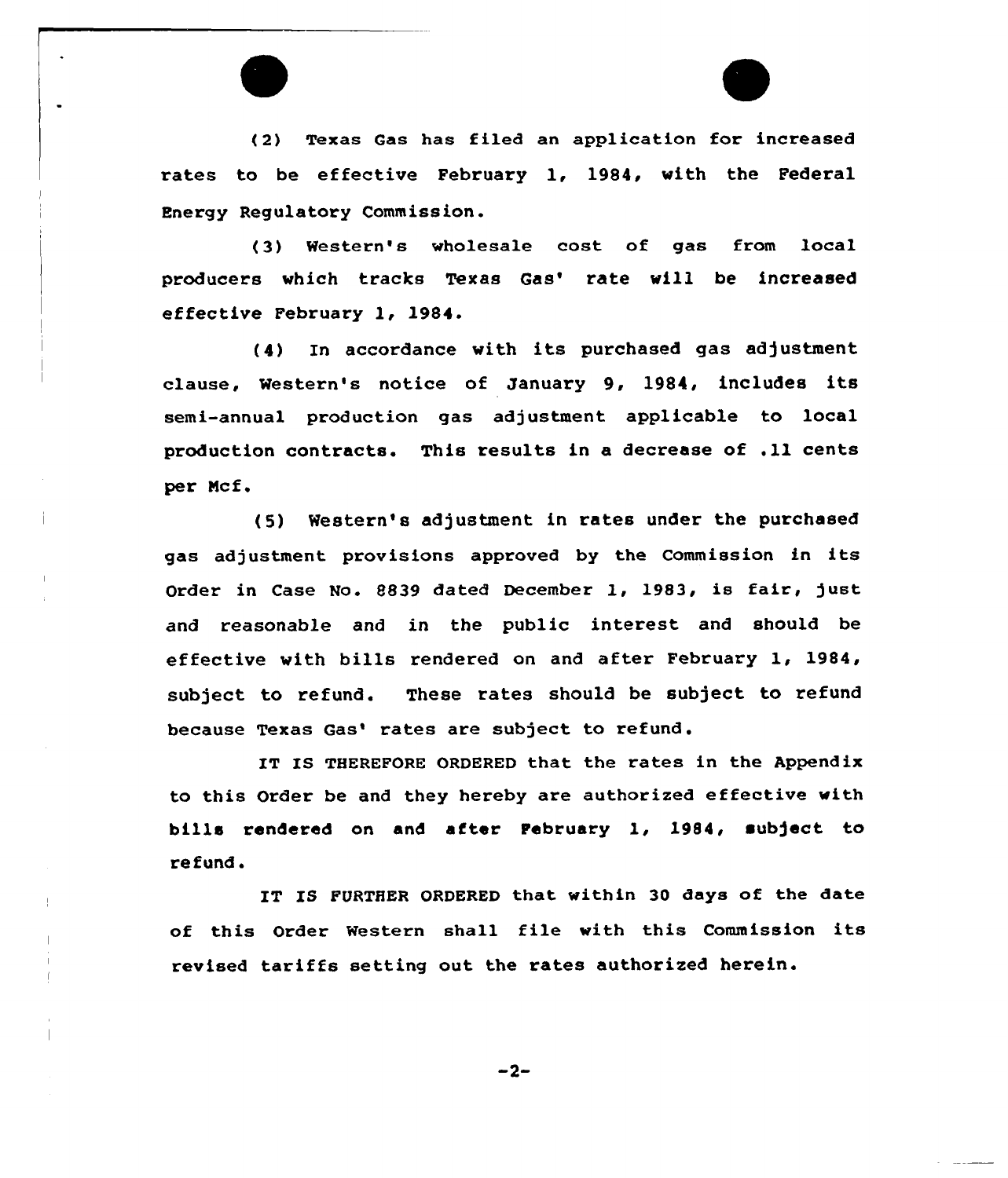(2) Texas Gas has filed an application for increased rates to be effective February 1, 1984, with the Federal Energy Regulatory Commission.

(3) Western's wholesale cost of gas from local producers which tracks Texas Gas' rate will be increased effective February 1, 1984.

(4) In accordance with its purchased gas adjustment clause, Western's notice of January 9, 1984, includes its semi-annual production gas adjustment applicable to local production contracts. This results in a decrease of .11 cents per Mcf.

(5) Western's adjustment in rates under the purchased gas adjustment provisions approved by the Commission in its Order in Case No. 8839 dated December 1, 1983, is fair, just and reasonable and in the public interest and should be effective with bills rendered on and after February 1, 1984, subject to refund. These rates should be subject to refund because Texas Gas' rates are subject to refund.

IT IS THEREFORE ORDERED that the rates in the Appendix to this Order be and they hereby are authorized effective with bills rendered on and after February 1, 1984, subject to refund.

IT IS FURTHER ORDERED that within 30 days of the date of this Order Western shall file with this Commission its revised tariffs setting out the rates authorized herein.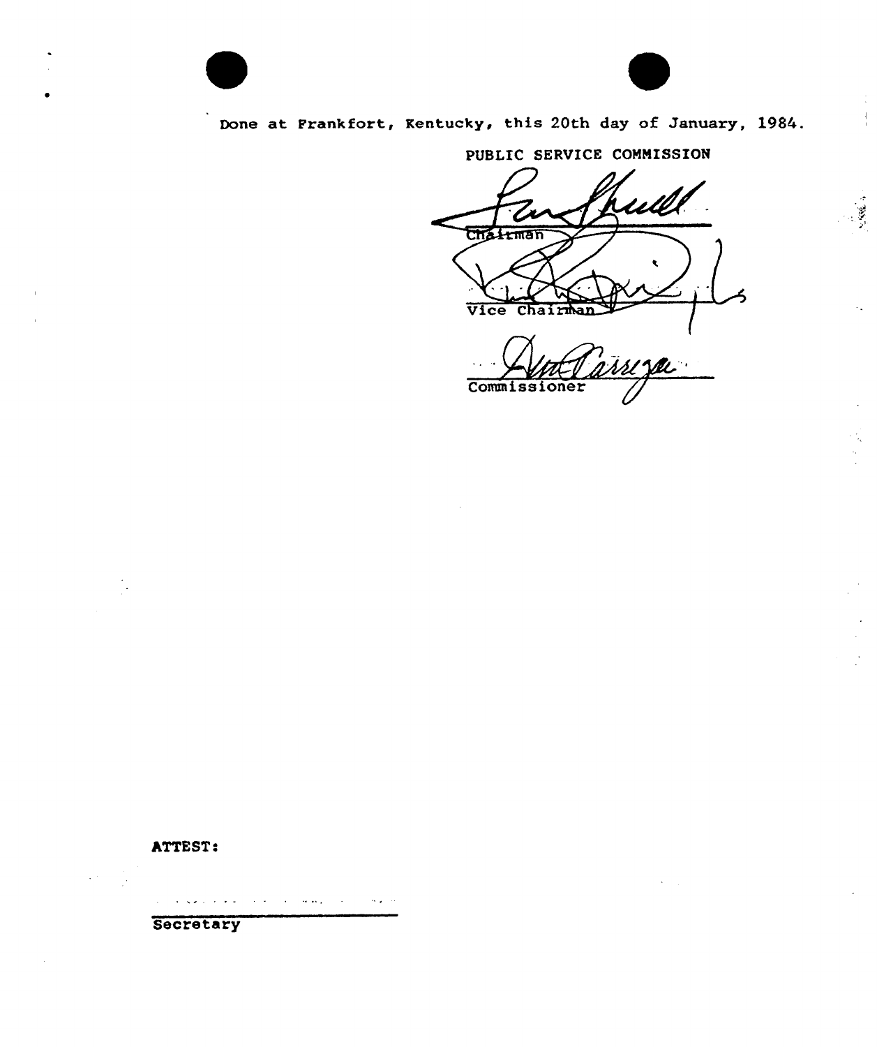Done at Frankfort, Kentucky, this 20th day of January, 1984.

PUBLIC SERVICE COMMISSION

Chairman

Vice Chairman

Commissioner

ATTEST:

Secretary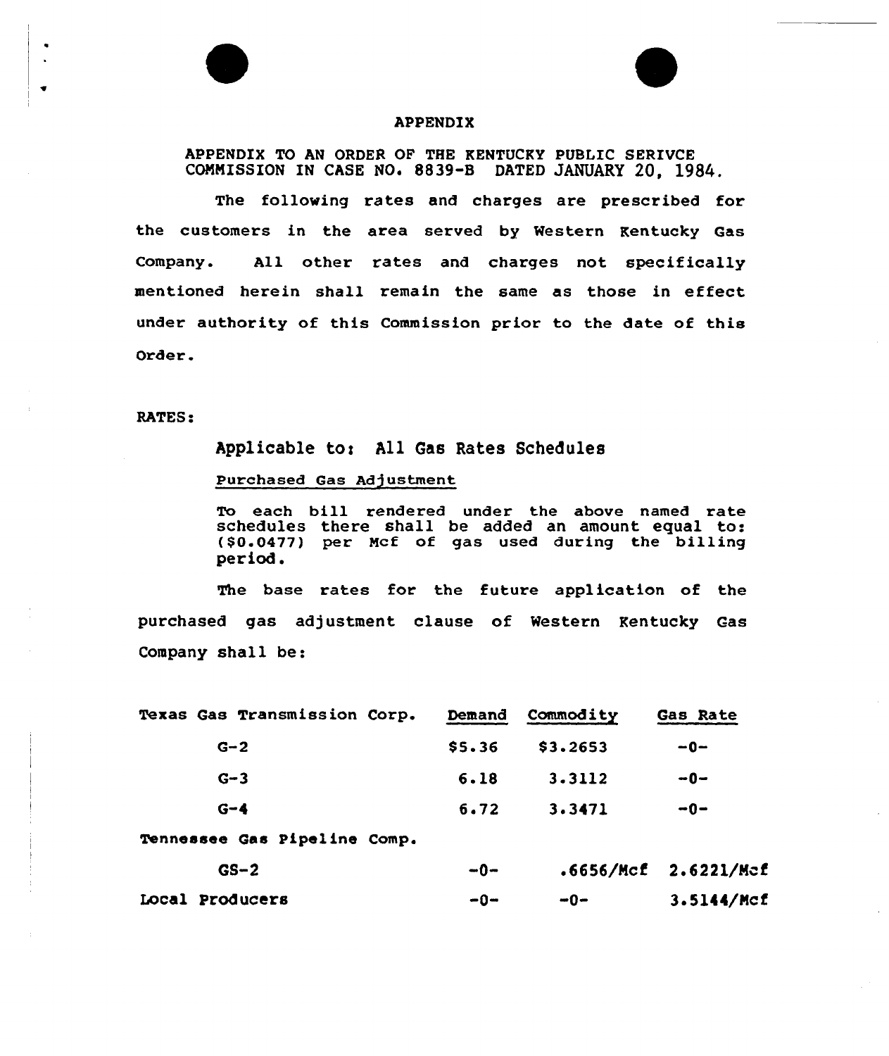# APPENDIX

APPENDIX TO AN ORDER OF THE KENTUCKY PUBLIC SERIVCE COMMISSION IN CASE NO. 8839-B DATED JANUARY 20, 1984.

The following rates and charges are prescribed for the customers in the area served by Western Kentucky Gas Company. All other rates and charges not specifically mentioned herein shall remain the same as those in effect under authority of this Commission prior to the date of this Order.

RATES:

Applicable to: All Gas Rates Schedules

Purchased Gas Adjustment

To each bill rendered under the above named rate schedules there shall be added an amount equal to: ($0.0477) per Mcf of gas used during the billing period.

The base rates for the future application of the purchased gas adjustment clause of Western Kentucky Gas Company shall be:

| Texas Gas Transmission Corp. | Demand | Commodity | Gas Rate |
|---|---|---|---|
| G-2 | $5.36 | $3.2653 | -0- |
| G-3 | 6.18 | 3.3112 | -0- |
| G-4 | 6.72 | 3.3471 | -0- |
| Tennessee Gas Pipeline Comp. | | | |
| GS-2 | -0- | .6656/Mcf | 2.6221/Mcf |
| Local Producers | -0- | -0- | 3.5144/Mcf |